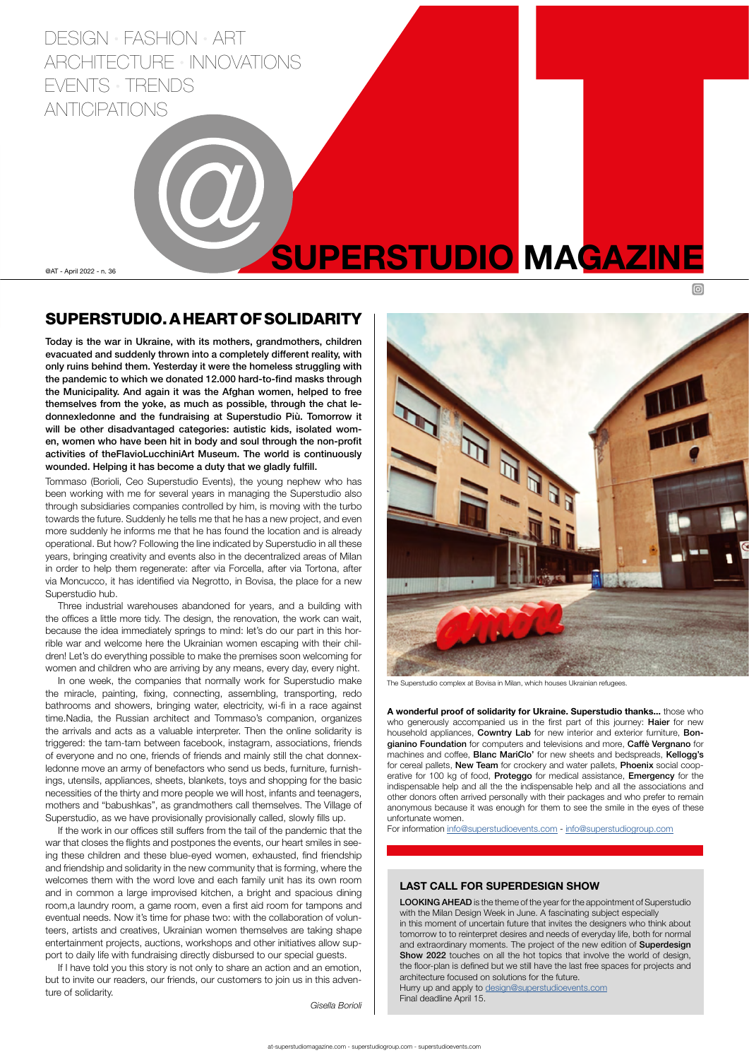DESIGN • FASHION • ART
ARCHITECTURE • INNOVATIONS
EVENTS • TRENDS
ANTICIPATIONS

@AT - April 2022 - n. 36

# SUPERSTUDIO MAGAZINE

## SUPERSTUDIO. A HEART OF SOLIDARITY

**Today is the war in Ukraine, with its mothers, grandmothers, children evacuated and suddenly thrown into a completely different reality, with only ruins behind them. Yesterday it were the homeless struggling with the pandemic to which we donated 12.000 hard-to-find masks through the Municipality. And again it was the Afghan women, helped to free themselves from the yoke, as much as possible, through the chat ledonnexledonne and the fundraising at Superstudio Più. Tomorrow it will be other disadvantaged categories: autistic kids, isolated women, women who have been hit in body and soul through the non-profit activities of theFlavioLucchiniArt Museum. The world is continuously wounded. Helping it has become a duty that we gladly fulfill.**

Tommaso (Borioli, Ceo Superstudio Events), the young nephew who has been working with me for several years in managing the Superstudio also through subsidiaries companies controlled by him, is moving with the turbo towards the future. Suddenly he tells me that he has a new project, and even more suddenly he informs me that he has found the location and is already operational. But how? Following the line indicated by Superstudio in all these years, bringing creativity and events also in the decentralized areas of Milan in order to help them regenerate: after via Forcella, after via Tortona, after via Moncucco, it has identified via Negrotto, in Bovisa, the place for a new Superstudio hub.

Three industrial warehouses abandoned for years, and a building with the offices a little more tidy. The design, the renovation, the work can wait, because the idea immediately springs to mind: let's do our part in this horrible war and welcome here the Ukrainian women escaping with their children! Let's do everything possible to make the premises soon welcoming for women and children who are arriving by any means, every day, every night.

In one week, the companies that normally work for Superstudio make the miracle, painting, fixing, connecting, assembling, transporting, redo bathrooms and showers, bringing water, electricity, wi-fi in a race against time.Nadia, the Russian architect and Tommaso's companion, organizes the arrivals and acts as a valuable interpreter. Then the online solidarity is triggered: the tam-tam between facebook, instagram, associations, friends of everyone and no one, friends of friends and mainly still the chat donnexledonne move an army of benefactors who send us beds, furniture, furnishings, utensils, appliances, sheets, blankets, toys and shopping for the basic necessities of the thirty and more people we will host, infants and teenagers, mothers and "babushkas", as grandmothers call themselves. The Village of Superstudio, as we have provisionally provisionally called, slowly fills up.

If the work in our offices still suffers from the tail of the pandemic that the war that closes the flights and postpones the events, our heart smiles in seeing these children and these blue-eyed women, exhausted, find friendship and friendship and solidarity in the new community that is forming, where the welcomes them with the word love and each family unit has its own room and in common a large improvised kitchen, a bright and spacious dining room,a laundry room, a game room, even a first aid room for tampons and eventual needs. Now it's time for phase two: with the collaboration of volunteers, artists and creatives, Ukrainian women themselves are taking shape entertainment projects, auctions, workshops and other initiatives allow support to daily life with fundraising directly disbursed to our special guests.

If I have told you this story is not only to share an action and an emotion, but to invite our readers, our friends, our customers to join us in this adventure of solidarity.

*Gisella Borioli*

The Superstudio complex at Bovisa in Milan, which houses Ukrainian refugees.

**A wonderful proof of solidarity for Ukraine. Superstudio thanks...** those who who generously accompanied us in the first part of this journey: **Haier** for new household appliances, **Cowntry Lab** for new interior and exterior furniture, **Bongianino Foundation** for computers and televisions and more, **Caffè Vergnano** for machines and coffee, **Blanc MariClo'** for new sheets and bedspreads, **Kellogg's** for cereal pallets, **New Team** for crockery and water pallets, **Phoenix** social cooperative for 100 kg of food, **Proteggo** for medical assistance, **Emergency** for the indispensable help and all the the indispensable help and all the associations and other donors often arrived personally with their packages and who prefer to remain anonymous because it was enough for them to see the smile in the eyes of these unfortunate women.

For information info@superstudioevents.com - info@superstudiogroup.com

### LAST CALL FOR SUPERDESIGN SHOW

**LOOKING AHEAD** is the theme of the year for the appointment of Superstudio with the Milan Design Week in June. A fascinating subject especially in this moment of uncertain future that invites the designers who think about tomorrow to to reinterpret desires and needs of everyday life, both for normal and extraordinary moments. The project of the new edition of **Superdesign Show 2022** touches on all the hot topics that involve the world of design, the floor-plan is defined but we still have the last free spaces for projects and architecture focused on solutions for the future.

Hurry up and apply to design@superstudioevents.com

Final deadline April 15.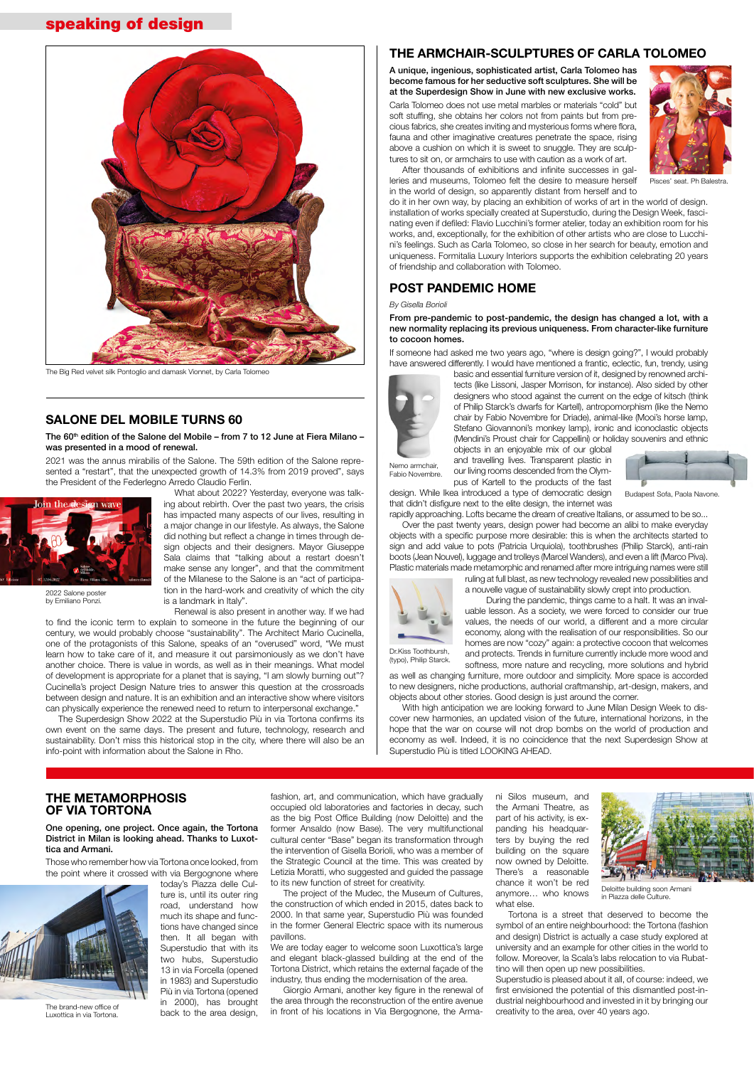## speaking of design

The Big Red velvet silk Pontoglio and damask Vionnet, by Carla Tolomeo

## SALONE DEL MOBILE TURNS 60

**The 60th edition of the Salone del Mobile – from 7 to 12 June at Fiera Milano – was presented in a mood of renewal.**

2021 was the annus mirabilis of the Salone. The 59th edition of the Salone represented a "restart", that the unexpected growth of 14.3% from 2019 proved", says the President of the Federlegno Arredo Claudio Ferlin.

What about 2022? Yesterday, everyone was talking about rebirth. Over the past two years, the crisis has impacted many aspects of our lives, resulting in a major change in our lifestyle. As always, the Salone did nothing but reflect a change in things through design objects and their designers. Mayor Giuseppe Sala claims that "talking about a restart doesn't make sense any longer", and that the commitment of the Milanese to the Salone is an "act of participation in the hard-work and creativity of which the city is a landmark in Italy".

2022 Salone poster by Emiliano Ponzi.

Renewal is also present in another way. If we had to find the iconic term to explain to someone in the future the beginning of our century, we would probably choose "sustainability". The Architect Mario Cucinella, one of the protagonists of this Salone, speaks of an "overused" word, "We must learn how to take care of it, and measure it out parsimoniously as we don't have another choice. There is value in words, as well as in their meanings. What model of development is appropriate for a planet that is saying, "I am slowly burning out"? Cucinella's project Design Nature tries to answer this question at the crossroads between design and nature. It is an exhibition and an interactive show where visitors can physically experience the renewed need to return to interpersonal exchange."

The Superdesign Show 2022 at the Superstudio Più in via Tortona confirms its own event on the same days. The present and future, technology, research and sustainability. Don't miss this historical stop in the city, where there will also be an info-point with information about the Salone in Rho.

## THE ARMCHAIR-SCULPTURES OF CARLA TOLOMEO

**A unique, ingenious, sophisticated artist, Carla Tolomeo has become famous for her seductive soft sculptures. She will be at the Superdesign Show in June with new exclusive works.**

Carla Tolomeo does not use metal marbles or materials "cold" but soft stuffing, she obtains her colors not from paints but from precious fabrics, she creates inviting and mysterious forms where flora, fauna and other imaginative creatures penetrate the space, rising above a cushion on which it is sweet to snuggle. They are sculptures to sit on, or armchairs to use with caution as a work of art.

Pisces' seat. Ph Balestra.

After thousands of exhibitions and infinite successes in galleries and museums, Tolomeo felt the desire to measure herself in the world of design, so apparently distant from herself and to do it in her own way, by placing an exhibition of works of art in the world of design. installation of works specially created at Superstudio, during the Design Week, fascinating even if defiled: Flavio Lucchini's former atelier, today an exhibition room for his works, and, exceptionally, for the exhibition of other artists who are close to Lucchini's feelings. Such as Carla Tolomeo, so close in her search for beauty, emotion and uniqueness. Formitalia Luxury Interiors supports the exhibition celebrating 20 years of friendship and collaboration with Tolomeo.

## POST PANDEMIC HOME

*By Gisella Borioli*

**From pre-pandemic to post-pandemic, the design has changed a lot, with a new normality replacing its previous uniqueness. From character-like furniture to cocoon homes.**

If someone had asked me two years ago, "where is design going?", I would probably have answered differently. I would have mentioned a frantic, eclectic, fun, trendy, using basic and essential furniture version of it, designed by renowned architects (like Lissoni, Jasper Morrison, for instance). Also sided by other designers who stood against the current on the edge of kitsch (think of Philip Starck's dwarfs for Kartell), antropomorphism (like the Nemo chair by Fabio Novembre for Driade), animal-like (Mooi's horse lamp, Stefano Giovannoni's monkey lamp), ironic and iconoclastic objects (Mendini's Proust chair for Cappellini) or holiday souvenirs and ethnic objects in an enjoyable mix of our global and travelling lives. Transparent plastic in our living rooms descended from the Olympus of Kartell to the products of the fast design. While Ikea introduced a type of democratic design that didn't disfigure next to the elite design, the internet was rapidly approaching. Lofts became the dream of creative Italians, or assumed to be so...

Nemo armchair, Fabio Novembre.

Budapest Sofa, Paola Navone.

Over the past twenty years, design power had become an alibi to make everyday objects with a specific purpose more desirable: this is when the architects started to sign and add value to pots (Patricia Urquiola), toothbrushes (Philip Starck), anti-rain boots (Jean Nouvel), luggage and trolleys (Marcel Wanders), and even a lift (Marco Piva). Plastic materials made metamorphic and renamed after more intriguing names were still ruling at full blast, as new technology revealed new possibilities and a nouvelle vague of sustainability slowly crept into production.

During the pandemic, things came to a halt. It was an invaluable lesson. As a society, we were forced to consider our true values, the needs of our world, a different and a more circular economy, along with the realisation of our responsibilities. So our homes are now "cozy" again: a protective cocoon that welcomes and protects. Trends in furniture currently include more wood and softness, more nature and recycling, more solutions and hybrid as well as changing furniture, more outdoor and simplicity. More space is accorded to new designers, niche productions, authorial craftmanship, art-design, makers, and objects about other stories. Good design is just around the corner.

Dr.Kiss Toothbursh, (typo), Philip Starck.

With high anticipation we are looking forward to June Milan Design Week to discover new harmonies, an updated vision of the future, international horizons, in the hope that the war on course will not drop bombs on the world of production and economy as well. Indeed, it is no coincidence that the next Superdesign Show at Superstudio Più is titled LOOKING AHEAD.

## THE METAMORPHOSIS OF VIA TORTONA

**One opening, one project. Once again, the Tortona District in Milan is looking ahead. Thanks to Luxottica and Armani.**

Those who remember how via Tortona once looked, from the point where it crossed with via Bergognone where today's Piazza delle Cul-ture is, until its outer ring road, understand how much its shape and functions have changed since then. It all began with Superstudio that with its two hubs, Superstudio 13 in via Forcella (opened in 1983) and Superstudio Più in via Tortona (opened in 2000), has brought back to the area design, fashion, art, and communication, which have gradually occupied old laboratories and factories in decay, such as the big Post Office Building (now Deloitte) and the former Ansaldo (now Base). The very multifunctional cultural center "Base" began its transformation through the intervention of Gisella Borioli, who was a member of the Strategic Council at the time. This was created by Letizia Moratti, who suggested and guided the passage to its new function of street for creativity.

The brand-new office of Luxottica in via Tortona.

The project of the Mudec, the Museum of Cultures, the construction of which ended in 2015, dates back to 2000. In that same year, Superstudio Più was founded in the former General Electric space with its numerous pavillons.

We are today eager to welcome soon Luxottica's large and elegant black-glassed building at the end of the Tortona District, which retains the external façade of the industry, thus ending the modernisation of the area.

Giorgio Armani, another key figure in the renewal of the area through the reconstruction of the entire avenue in front of his locations in Via Bergognone, the Armani Silos museum, and the Armani Theatre, as part of his activity, is expanding his headquarters by buying the red building on the square now owned by Deloitte. There's a reasonable chance it won't be red anymore… who knows what else.

Deloitte building soon Armani in Piazza delle Culture.

Tortona is a street that deserved to become the symbol of an entire neighbourhood: the Tortona (fashion and design) District is actually a case study explored at university and an example for other cities in the world to follow. Moreover, la Scala's labs relocation to via Rubattino will then open up new possibilities.

Superstudio is pleased about it all, of course: indeed, we first envisioned the potential of this dismantled post-industrial neighbourhood and invested in it by bringing our creativity to the area, over 40 years ago.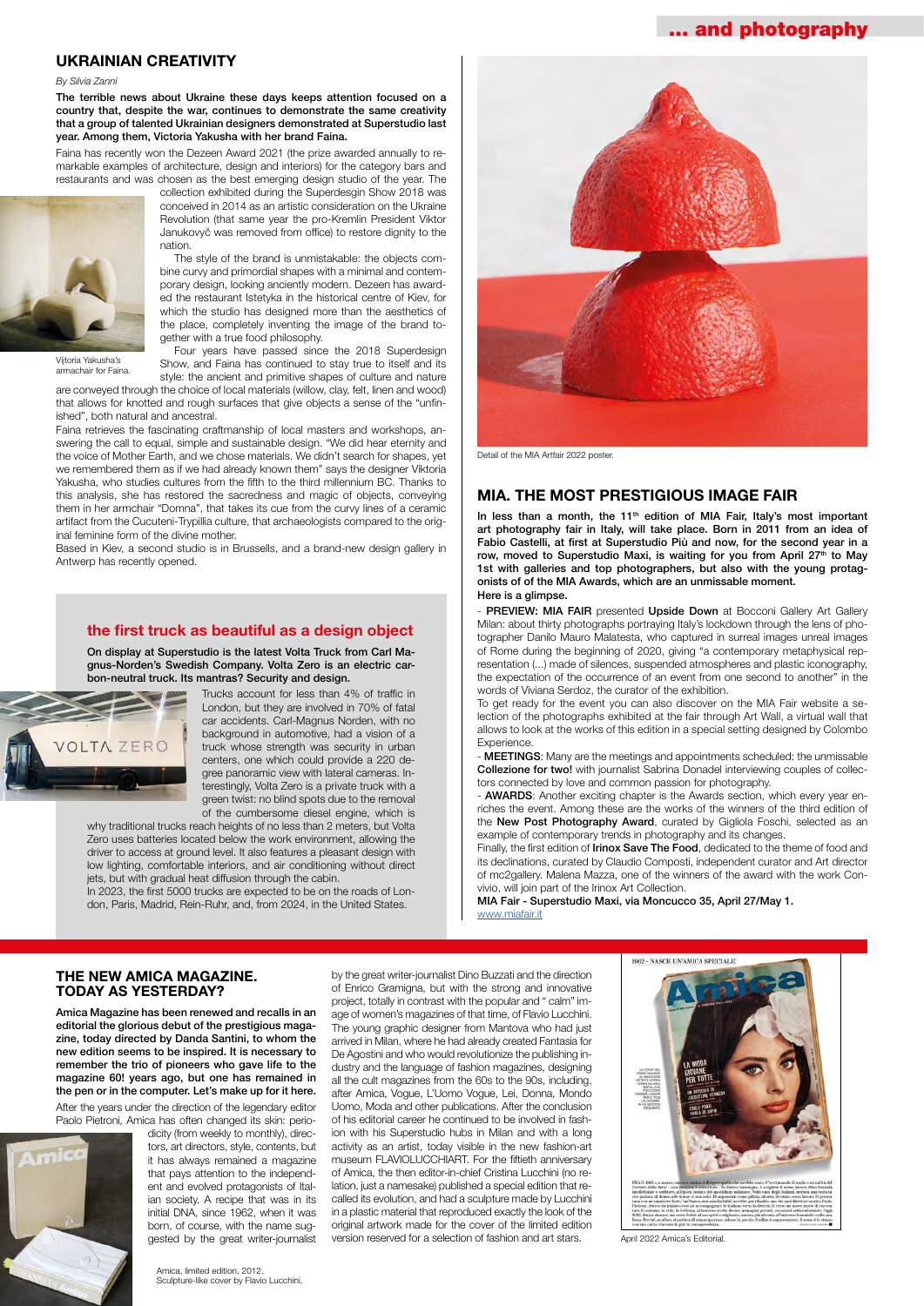# ... and photography

## UKRAINIAN CREATIVITY

*By Silvia Zanni*

**The terrible news about Ukraine these days keeps attention focused on a country that, despite the war, continues to demonstrate the same creativity that a group of talented Ukrainian designers demonstrated at Superstudio last year. Among them, Victoria Yakusha with her brand Faina.**

Faina has recently won the Dezeen Award 2021 (the prize awarded annually to remarkable examples of architecture, design and interiors) for the category bars and restaurants and was chosen as the best emerging design studio of the year. The collection exhibited during the Superdesgin Show 2018 was conceived in 2014 as an artistic consideration on the Ukraine Revolution (that same year the pro-Kremlin President Viktor Janukovyč was removed from office) to restore dignity to the nation.

The style of the brand is unmistakable: the objects combine curvy and primordial shapes with a minimal and contemporary design, looking anciently modern. Dezeen has awarded the restaurant Istetyka in the historical centre of Kiev, for which the studio has designed more than the aesthetics of the place, completely inventing the image of the brand together with a true food philosophy.

Vitoria Yakusha's armachair for Faina.

Four years have passed since the 2018 Superdesign Show, and Faina has continued to stay true to itself and its style: the ancient and primitive shapes of culture and nature are conveyed through the choice of local materials (willow, clay, felt, linen and wood) that allows for knotted and rough surfaces that give objects a sense of the "unfinished", both natural and ancestral.

Faina retrieves the fascinating craftmanship of local masters and workshops, answering the call to equal, simple and sustainable design. "We did hear eternity and the voice of Mother Earth, and we chose materials. We didn't search for shapes, yet we remembered them as if we had already known them" says the designer Viktoria Yakusha, who studies cultures from the fifth to the third millennium BC. Thanks to this analysis, she has restored the sacredness and magic of objects, conveying them in her armchair "Domna", that takes its cue from the curvy lines of a ceramic artifact from the Cucuteni-Trypillia culture, that archaeologists compared to the original feminine form of the divine mother.

Based in Kiev, a second studio is in Brussells, and a brand-new design gallery in Antwerp has recently opened.

## the first truck as beautiful as a design object

**On display at Superstudio is the latest Volta Truck from Carl Magnus-Norden's Swedish Company. Volta Zero is an electric carbon-neutral truck. Its mantras? Security and design.**

Trucks account for less than 4% of traffic in London, but they are involved in 70% of fatal car accidents. Carl-Magnus Norden, with no background in automotive, had a vision of a truck whose strength was security in urban centers, one which could provide a 220 degree panoramic view with lateral cameras. Interestingly, Volta Zero is a private truck with a green twist: no blind spots due to the removal of the cumbersome diesel engine, which is why traditional trucks reach heights of no less than 2 meters, but Volta Zero uses batteries located below the work environment, allowing the driver to access at ground level. It also features a pleasant design with low lighting, comfortable interiors, and air conditioning without direct jets, but with gradual heat diffusion through the cabin.

In 2023, the first 5000 trucks are expected to be on the roads of London, Paris, Madrid, Rein-Ruhr, and, from 2024, in the United States.

Detail of the MIA Artfair 2022 poster.

## MIA. THE MOST PRESTIGIOUS IMAGE FAIR

**In less than a month, the 11th edition of MIA Fair, Italy's most important art photography fair in Italy, will take place. Born in 2011 from an idea of Fabio Castelli, at first at Superstudio Più and now, for the second year in a row, moved to Superstudio Maxi, is waiting for you from April 27th to May 1st with galleries and top photographers, but also with the young protagonists of of the MIA Awards, which are an unmissable moment.**

**Here is a glimpse.**

- **PREVIEW: MIA FAIR** presented **Upside Down** at Bocconi Gallery Art Gallery Milan: about thirty photographs portraying Italy's lockdown through the lens of photographer Danilo Mauro Malatesta, who captured in surreal images unreal images of Rome during the beginning of 2020, giving "a contemporary metaphysical representation (...) made of silences, suspended atmospheres and plastic iconography, the expectation of the occurrence of an event from one second to another" in the words of Viviana Serdoz, the curator of the exhibition.

To get ready for the event you can also discover on the MIA Fair website a selection of the photographs exhibited at the fair through Art Wall, a virtual wall that allows to look at the works of this edition in a special setting designed by Colombo Experience.

- **MEETINGS**: Many are the meetings and appointments scheduled: the unmissable **Collezione for two!** with journalist Sabrina Donadel interviewing couples of collectors connected by love and common passion for photography.

- **AWARDS**: Another exciting chapter is the Awards section, which every year enriches the event. Among these are the works of the winners of the third edition of the **New Post Photography Award**, curated by Gigliola Foschi, selected as an example of contemporary trends in photography and its changes.

Finally, the first edition of **Irinox Save The Food**, dedicated to the theme of food and its declinations, curated by Claudio Composti, independent curator and Art director of mc2gallery. Malena Mazza, one of the winners of the award with the work Convivio, will join part of the Irinox Art Collection.

**MIA Fair - Superstudio Maxi, via Moncucco 35, April 27/May 1.**
www.miafair.it

## THE NEW AMICA MAGAZINE. TODAY AS YESTERDAY?

**Amica Magazine has been renewed and recalls in an editorial the glorious debut of the prestigious magazine, today directed by Danda Santini, to whom the new edition seems to be inspired. It is necessary to remember the trio of pioneers who gave life to the magazine 60! years ago, but one has remained in the pen or in the computer. Let's make up for it here.**

After the years under the direction of the legendary editor Paolo Pietroni, Amica has often changed its skin: periodicity (from weekly to monthly), directors, art directors, style, contents, but it has always remained a magazine that pays attention to the independent and evolved protagonists of Italian society. A recipe that was in its initial DNA, since 1962, when it was born, of course, with the name suggested by the great writer-journalist by the great writer-journalist Dino Buzzati and the direction of Enrico Gramigna, but with the strong and innovative project, totally in contrast with the popular and " calm" image of women's magazines of that time, of Flavio Lucchini. The young graphic designer from Mantova who had just arrived in Milan, where he had already created Fantasia for De Agostini and who would revolutionize the publishing industry and the language of fashion magazines, designing all the cult magazines from the 60s to the 90s, including, after Amica, Vogue, L'Uomo Vogue, Lei, Donna, Mondo Uomo, Moda and other publications. After the conclusion of his editorial career he continued to be involved in fashion with his Superstudio hubs in Milan and with a long activity as an artist, today visible in the new fashion-art museum FLAVIOLUCCHIART. For the fiftieth anniversary of Amica, the then editor-in-chief Cristina Lucchini (no relation, just a namesake) published a special edition that recalled its evolution, and had a sculpture made by Lucchini in a plastic material that reproduced exactly the look of the original artwork made for the cover of the limited edition version reserved for a selection of fashion and art stars.

Amica, limited edition, 2012.
Sculpture-like cover by Flavio Lucchini.

April 2022 Amica's Editorial.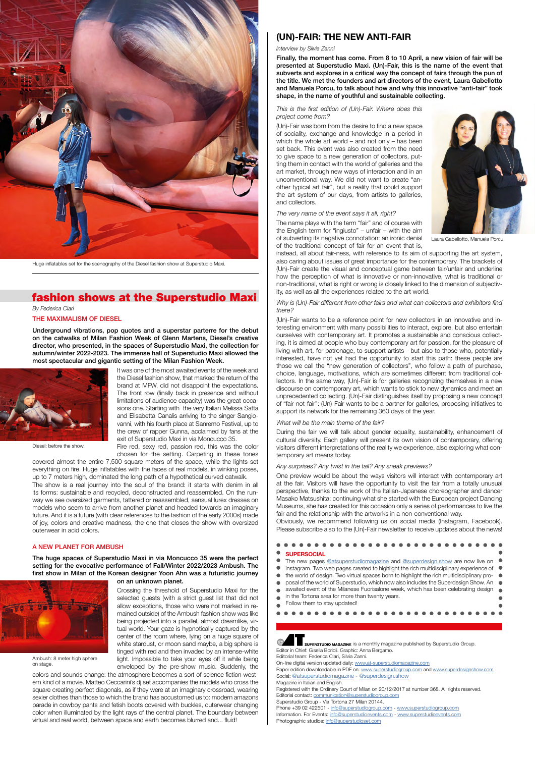Huge inflatables set for the scenography of the Diesel fashion show at Superstudio Maxi.

## fashion shows at the Superstudio Maxi

*By Federica Clari*

### THE MAXIMALISM OF DIESEL

**Underground vibrations, pop quotes and a superstar parterre for the debut on the catwalks of Milan Fashion Week of Glenn Martens, Diesel's creative director, who presented, in the spaces of Superstudio Maxi, the collection for autumn/winter 2022-2023. The immense hall of Superstudio Maxi allowed the most spectacular and gigantic setting of the Milan Fashion Week.**

Diesel: before the show.

It was one of the most awaited events of the week and the Diesel fashion show, that marked the return of the brand at MFW, did not disappoint the expectations. The front row (finally back in presence and without limitations of audience capacity) was the great occasions one. Starting with the very Italian Melissa Satta and Elisabetta Canalis arriving to the singer Sangiovanni, with his fourth place at Sanremo Festival, up to the crew of rapper Gunna, acclaimed by fans at the exit of Superstudio Maxi in via Moncucco 35.

Fire red, sexy red, passion red, this was the color chosen for the setting. Carpeting in these tones covered almost the entire 7,500 square meters of the space, while the lights set everything on fire. Huge inflatables with the faces of real models, in winking poses, up to 7 meters high, dominated the long path of a hypothetical curved catwalk.

The show is a real journey into the soul of the brand: it starts with denim in all its forms: sustainable and recycled, deconstructed and reassembled. On the runway we see oversized garments, tattered or reassembled, sensual lurex dresses on models who seem to arrive from another planet and headed towards an imaginary future. And it is a future (with clear references to the fashion of the early 2000s) made of joy, colors and creative madness, the one that closes the show with oversized outerwear in acid colors.

### A NEW PLANET FOR AMBUSH

**The huge spaces of Superstudio Maxi in via Moncucco 35 were the perfect setting for the evocative performance of Fall/Winter 2022/2023 Ambush. The first show in Milan of the Korean designer Yoon Ahn was a futuristic journey on an unknown planet.**

Ambush: 8 meter high sphere on stage.

Crossing the threshold of Superstudio Maxi for the selected guests (with a strict guest list that did not allow exceptions, those who were not marked in remained outside) of the Ambush fashion show was like being projected into a parallel, almost dreamlike, virtual world. Your gaze is hypnotically captured by the center of the room where, lying on a huge square of white stardust, or moon sand maybe, a big sphere is tinged with red and then invaded by an intense-white light. Impossible to take your eyes off it while being enveloped by the pre-show music. Suddenly, the colors and sounds change: the atmosphere becomes a sort of science fiction western kind of a movie. Matteo Ceccarini's dj set accompanies the models who cross the square creating perfect diagonals, as if they were at an imaginary crossroad, wearing sexier clothes than those to which the brand has accustomed us to: modern amazons parade in cowboy pants and fetish boots covered with buckles, outerwear changing color when illuminated by the light rays of the central planet. The boundary between virtual and real world, between space and earth becomes blurred and... fluid!

## (UN)-FAIR: THE NEW ANTI-FAIR

*Interview by Silvia Zanni*

**Finally, the moment has come. From 8 to 10 April, a new vision of fair will be presented at Superstudio Maxi. (Un)-Fair, this is the name of the event that subverts and explores in a critical way the concept of fairs through the pun of the title. We met the founders and art directors of the event, Laura Gabellotto and Manuela Porcu, to talk about how and why this innovative "anti-fair" took shape, in the name of youthful and sustainable collecting.**

*This is the first edition of (Un)-Fair. Where does this project come from?*

(Un)-Fair was born from the desire to find a new space of sociality, exchange and knowledge in a period in which the whole art world – and not only – has been set back. This event was also created from the need to give space to a new generation of collectors, putting them in contact with the world of galleries and the art market, through new ways of interaction and in an unconventional way. We did not want to create "another typical art fair", but a reality that could support the art system of our days, from artists to galleries, and collectors.

Laura Gabellotto, Manuela Porcu.

*The very name of the event says it all, right?*

The name plays with the term "fair" and of course with the English term for "ingiusto" – unfair – with the aim of subverting its negative connotation: an ironic denial of the traditional concept of fair for an event that is, instead, all about fair-ness, with reference to its aim of supporting the art system, also caring about issues of great importance for the contemporary. The brackets of (Un)-Fair create the visual and conceptual game between fair/unfair and underline how the perception of what is innovative or non-innovative, what is traditional or non-traditional, what is right or wrong is closely linked to the dimension of subjectivity, as well as all the experiences related to the art world.

*Why is (Un)-Fair different from other fairs and what can collectors and exhibitors find there?*

(Un)-Fair wants to be a reference point for new collectors in an innovative and interesting environment with many possibilities to interact, explore, but also entertain ourselves with contemporary art. It promotes a sustainable and conscious collecting, it is aimed at people who buy contemporary art for passion, for the pleasure of living with art, for patronage, to support artists - but also to those who, potentially interested, have not yet had the opportunity to start this path: these people are those we call the "new generation of collectors", who follow a path of purchase, choice, language, motivations, which are sometimes different from traditional collectors. In the same way, (Un)-Fair is for galleries recognizing themselves in a new discourse on contemporary art, which wants to stick to new dynamics and meet an unprecedented collecting. (Un)-Fair distinguishes itself by proposing a new concept of "fair-not-fair": (Un)-Fair wants to be a partner for galleries, proposing initiatives to support its network for the remaining 360 days of the year.

*What will be the main theme of the fair?*

During the fair we will talk about gender equality, sustainability, enhancement of cultural diversity. Each gallery will present its own vision of contemporary, offering visitors different interpretations of the reality we experience, also exploring what contemporary art means today.

*Any surprises? Any twist in the tail? Any sneak previews?*

One preview would be about the ways visitors will interact with contemporary art at the fair. Visitors will have the opportunity to visit the fair from a totally unusual perspective, thanks to the work of the Italian-Japanese choreographer and dancer Masako Matsushita: continuing what she started with the European project Dancing Museums, she has created for this occasion only a series of performances to live the fair and the relationship with the artworks in a non-conventional way.

Obviously, we recommend following us on social media (Instagram, Facebook). Please subscribe also to the (Un)-Fair newsletter to receive updates about the news!

### SUPERSOCIAL

The new pages @atsuperstudiomagazine and @superdesign.show are now live on instagram. Two web pages created to highlight the rich multidisciplinary experience of the world of design. Two virtual spaces born to highlight the rich multidisciplinary proposal of the world of Superstudio, which now also includes the Superdesign Show. An awaited event of the Milanese Fuorisalone week, which has been celebrating design in the Tortona area for more than twenty years.

Follow them to stay updated!

**AT** SUPERSTUDIO MAGAZINE is a monthly magazine published by Superstudio Group.
Editor in Chief: Gisella Borioli. Graphic: Anna Bergamo.
Editorial team: Federica Clari, Silvia Zanni.
On-line digital version updated daily: www.at-superstudiomagazine.com
Paper edition downloadable in PDF on: www.superstudiogroup.com and www.superdesignshow.com
Social: @atsuperstudiomagazine - @superdesign.show
Magazine in Italian and English.
Registered with the Ordinary Court of Milan on 20/12/2017 at number 368. All rights reserved.
Editorial contact: communication@superstudiogroup.com
Superstudio Group - Via Tortona 27 Milan 20144.
Phone +39 02 422501 - info@superstudiogroup.com - www.superstudiogroup.com
Information. For Events: info@superstudioevents.com - www.superstudioevents.com
Photographic studios: info@superstudioset.com